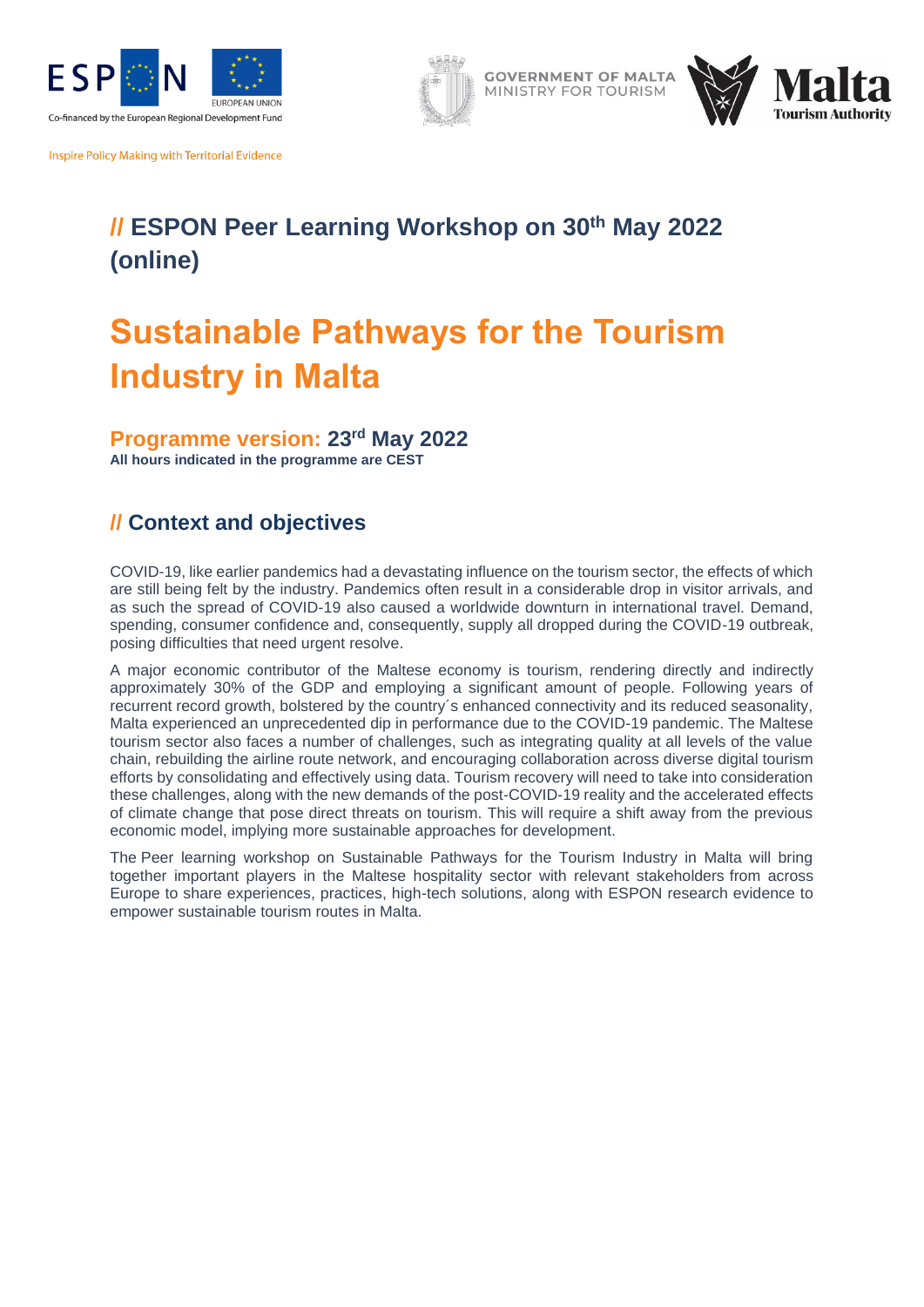Inspire Policy Making with Territorial Evidence

## // ESPON Peer Learning Workshop on 30th May 2022 (online)

# Sustainable Pathways for the Tourism Industry in Malta

### Programme version: 23rd May 2022

**All hours indicated in the programme are CEST**

## // Context and objectives

COVID-19, like earlier pandemics had a devastating influence on the tourism sector, the effects of which are still being felt by the industry. Pandemics often result in a considerable drop in visitor arrivals, and as such the spread of COVID-19 also caused a worldwide downturn in international travel. Demand, spending, consumer confidence and, consequently, supply all dropped during the COVID-19 outbreak, posing difficulties that need urgent resolve.

A major economic contributor of the Maltese economy is tourism, rendering directly and indirectly approximately 30% of the GDP and employing a significant amount of people. Following years of recurrent record growth, bolstered by the country´s enhanced connectivity and its reduced seasonality, Malta experienced an unprecedented dip in performance due to the COVID-19 pandemic. The Maltese tourism sector also faces a number of challenges, such as integrating quality at all levels of the value chain, rebuilding the airline route network, and encouraging collaboration across diverse digital tourism efforts by consolidating and effectively using data. Tourism recovery will need to take into consideration these challenges, along with the new demands of the post-COVID-19 reality and the accelerated effects of climate change that pose direct threats on tourism. This will require a shift away from the previous economic model, implying more sustainable approaches for development.

The Peer learning workshop on Sustainable Pathways for the Tourism Industry in Malta will bring together important players in the Maltese hospitality sector with relevant stakeholders from across Europe to share experiences, practices, high-tech solutions, along with ESPON research evidence to empower sustainable tourism routes in Malta.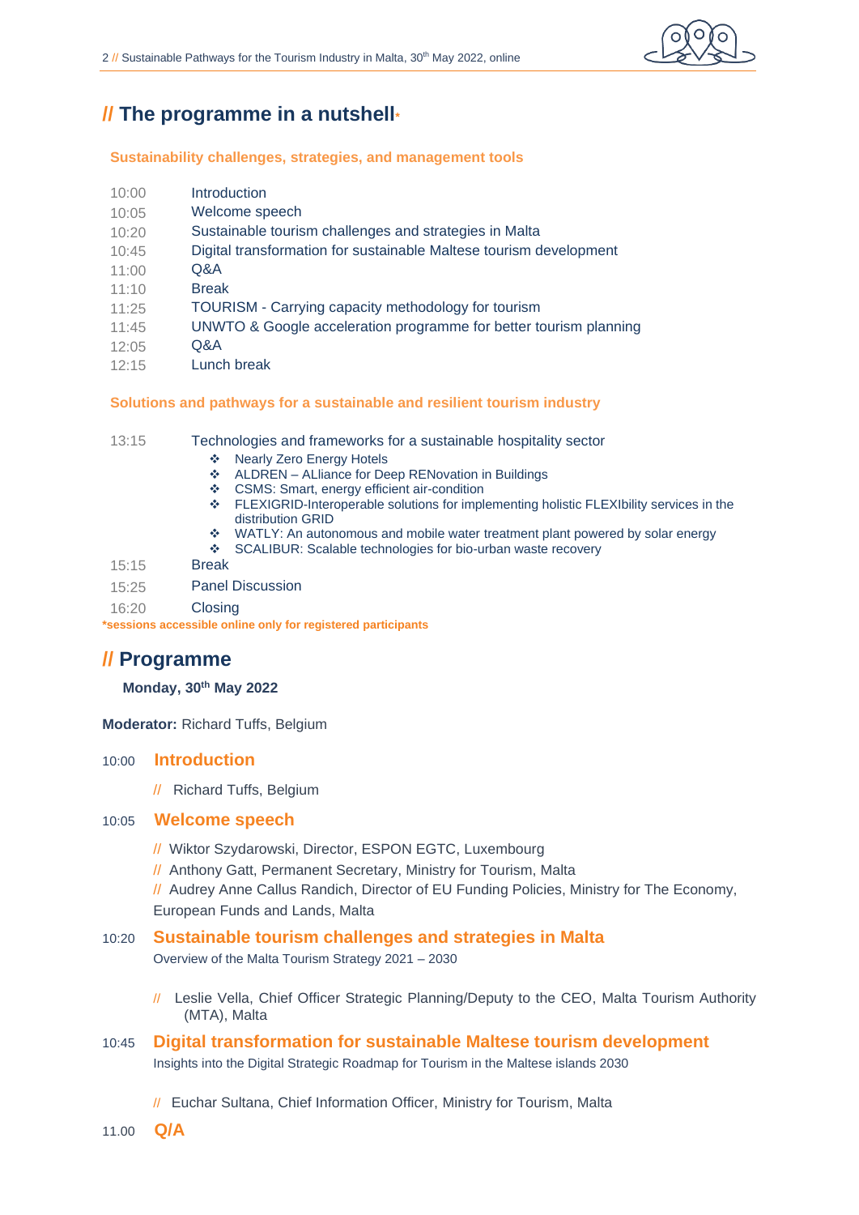## // The programme in a nutshell*

**Sustainability challenges, strategies, and management tools**

| | |
|---|---|
| 10:00 | Introduction |
| 10:05 | Welcome speech |
| 10:20 | Sustainable tourism challenges and strategies in Malta |
| 10:45 | Digital transformation for sustainable Maltese tourism development |
| 11:00 | Q&A |
| 11:10 | Break |
| 11:25 | TOURISM - Carrying capacity methodology for tourism |
| 11:45 | UNWTO & Google acceleration programme for better tourism planning |
| 12:05 | Q&A |
| 12:15 | Lunch break |

**Solutions and pathways for a sustainable and resilient tourism industry**

13:15 Technologies and frameworks for a sustainable hospitality sector

- Nearly Zero Energy Hotels
- ALDREN – ALliance for Deep RENovation in Buildings
- CSMS: Smart, energy efficient air-condition
- FLEXIGRID-Interoperable solutions for implementing holistic FLEXIbility services in the distribution GRID
- WATLY: An autonomous and mobile water treatment plant powered by solar energy
- SCALIBUR: Scalable technologies for bio-urban waste recovery

15:15 Break

15:25 Panel Discussion

16:20 Closing

***sessions accessible online only for registered participants**

## // Programme

**Monday, 30th May 2022**

**Moderator:** Richard Tuffs, Belgium

### 10:00 Introduction

// Richard Tuffs, Belgium

### 10:05 Welcome speech

// Wiktor Szydarowski, Director, ESPON EGTC, Luxembourg

// Anthony Gatt, Permanent Secretary, Ministry for Tourism, Malta

// Audrey Anne Callus Randich, Director of EU Funding Policies, Ministry for The Economy, European Funds and Lands, Malta

### 10:20 Sustainable tourism challenges and strategies in Malta

Overview of the Malta Tourism Strategy 2021 – 2030

// Leslie Vella, Chief Officer Strategic Planning/Deputy to the CEO, Malta Tourism Authority (MTA), Malta

### 10:45 Digital transformation for sustainable Maltese tourism development

Insights into the Digital Strategic Roadmap for Tourism in the Maltese islands 2030

// Euchar Sultana, Chief Information Officer, Ministry for Tourism, Malta

### 11.00 Q/A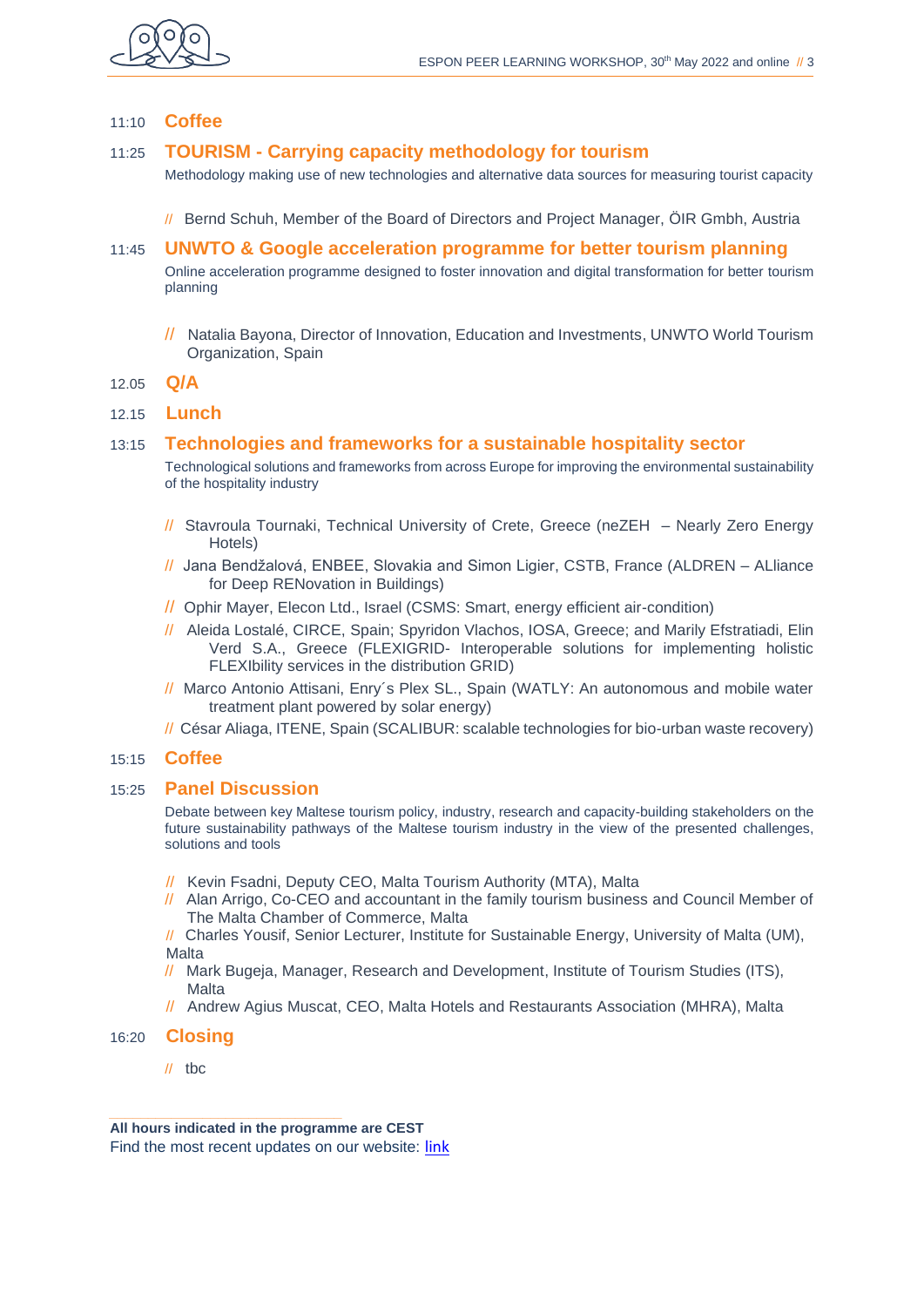11:10 **Coffee**

11:25 **TOURISM - Carrying capacity methodology for tourism**

Methodology making use of new technologies and alternative data sources for measuring tourist capacity

// Bernd Schuh, Member of the Board of Directors and Project Manager, ÖIR Gmbh, Austria

11:45 **UNWTO & Google acceleration programme for better tourism planning**

Online acceleration programme designed to foster innovation and digital transformation for better tourism planning

// Natalia Bayona, Director of Innovation, Education and Investments, UNWTO World Tourism Organization, Spain

12.05 **Q/A**

12.15 **Lunch**

13:15 **Technologies and frameworks for a sustainable hospitality sector**

Technological solutions and frameworks from across Europe for improving the environmental sustainability of the hospitality industry

// Stavroula Tournaki, Technical University of Crete, Greece (neZEH – Nearly Zero Energy Hotels)

// Jana Bendžalová, ENBEE, Slovakia and Simon Ligier, CSTB, France (ALDREN – ALliance for Deep RENovation in Buildings)

// Ophir Mayer, Elecon Ltd., Israel (CSMS: Smart, energy efficient air-condition)

// Aleida Lostalé, CIRCE, Spain; Spyridon Vlachos, IOSA, Greece; and Marily Efstratiadi, Elin Verd S.A., Greece (FLEXIGRID- Interoperable solutions for implementing holistic FLEXIbility services in the distribution GRID)

// Marco Antonio Attisani, Enry´s Plex SL., Spain (WATLY: An autonomous and mobile water treatment plant powered by solar energy)

// César Aliaga, ITENE, Spain (SCALIBUR: scalable technologies for bio-urban waste recovery)

15:15 **Coffee**

15:25 **Panel Discussion**

Debate between key Maltese tourism policy, industry, research and capacity-building stakeholders on the future sustainability pathways of the Maltese tourism industry in the view of the presented challenges, solutions and tools

// Kevin Fsadni, Deputy CEO, Malta Tourism Authority (MTA), Malta

// Alan Arrigo, Co-CEO and accountant in the family tourism business and Council Member of The Malta Chamber of Commerce, Malta

// Charles Yousif, Senior Lecturer, Institute for Sustainable Energy, University of Malta (UM), Malta

// Mark Bugeja, Manager, Research and Development, Institute of Tourism Studies (ITS), Malta

// Andrew Agius Muscat, CEO, Malta Hotels and Restaurants Association (MHRA), Malta

16:20 **Closing**

// tbc

**All hours indicated in the programme are CEST**

Find the most recent updates on our website: link